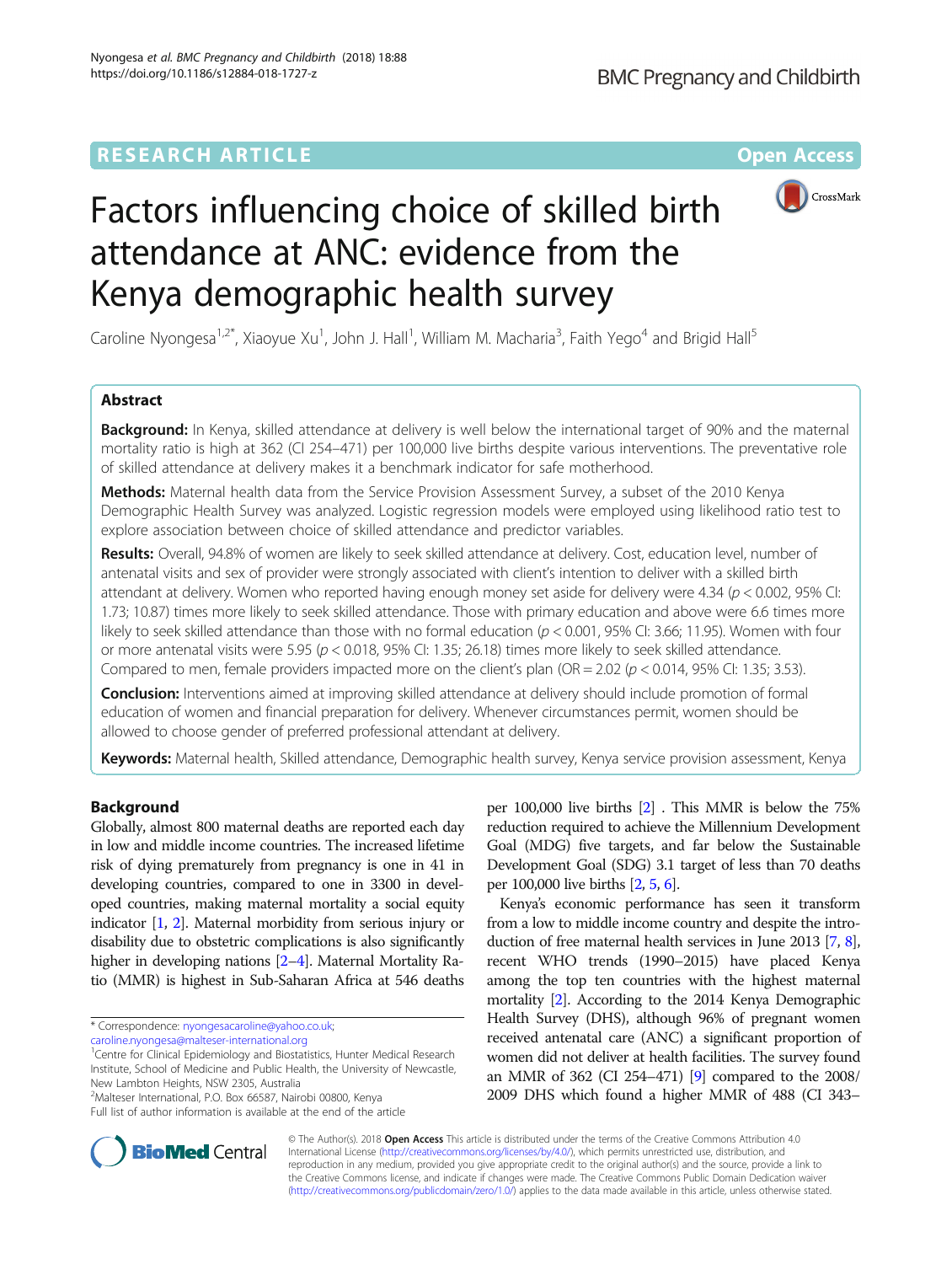RESEARCH ARTICLE

Open Access

# Factors influencing choice of skilled birth attendance at ANC: evidence from the Kenya demographic health survey

Caroline Nyongesa[1,2*], Xiaoyue Xu[1], John J. Hall[1], William M. Macharia[3], Faith Yego[4] and Brigid Hall[5]

## Abstract

**Background:** In Kenya, skilled attendance at delivery is well below the international target of 90% and the maternal mortality ratio is high at 362 (CI 254–471) per 100,000 live births despite various interventions. The preventative role of skilled attendance at delivery makes it a benchmark indicator for safe motherhood.

**Methods:** Maternal health data from the Service Provision Assessment Survey, a subset of the 2010 Kenya Demographic Health Survey was analyzed. Logistic regression models were employed using likelihood ratio test to explore association between choice of skilled attendance and predictor variables.

**Results:** Overall, 94.8% of women are likely to seek skilled attendance at delivery. Cost, education level, number of antenatal visits and sex of provider were strongly associated with client's intention to deliver with a skilled birth attendant at delivery. Women who reported having enough money set aside for delivery were 4.34 ($p < 0.002$, 95% CI: 1.73; 10.87) times more likely to seek skilled attendance. Those with primary education and above were 6.6 times more likely to seek skilled attendance than those with no formal education ($p < 0.001$, 95% CI: 3.66; 11.95). Women with four or more antenatal visits were 5.95 ($p < 0.018$, 95% CI: 1.35; 26.18) times more likely to seek skilled attendance. Compared to men, female providers impacted more on the client's plan (OR = 2.02 ($p < 0.014$, 95% CI: 1.35; 3.53).

**Conclusion:** Interventions aimed at improving skilled attendance at delivery should include promotion of formal education of women and financial preparation for delivery. Whenever circumstances permit, women should be allowed to choose gender of preferred professional attendant at delivery.

**Keywords:** Maternal health, Skilled attendance, Demographic health survey, Kenya service provision assessment, Kenya

## Background

Globally, almost 800 maternal deaths are reported each day in low and middle income countries. The increased lifetime risk of dying prematurely from pregnancy is one in 41 in developing countries, compared to one in 3300 in developed countries, making maternal mortality a social equity indicator [1, 2]. Maternal morbidity from serious injury or disability due to obstetric complications is also significantly higher in developing nations [2–4]. Maternal Mortality Ratio (MMR) is highest in Sub-Saharan Africa at 546 deaths per 100,000 live births [2] . This MMR is below the 75% reduction required to achieve the Millennium Development Goal (MDG) five targets, and far below the Sustainable Development Goal (SDG) 3.1 target of less than 70 deaths per 100,000 live births [2, 5, 6].

Kenya's economic performance has seen it transform from a low to middle income country and despite the introduction of free maternal health services in June 2013 [7, 8], recent WHO trends (1990–2015) have placed Kenya among the top ten countries with the highest maternal mortality [2]. According to the 2014 Kenya Demographic Health Survey (DHS), although 96% of pregnant women received antenatal care (ANC) a significant proportion of women did not deliver at health facilities. The survey found an MMR of 362 (CI 254–471) [9] compared to the 2008/2009 DHS which found a higher MMR of 488 (CI 343–

* Correspondence: nyongesacaroline@yahoo.co.uk; caroline.nyongesa@malteser-international.org

[1]Centre for Clinical Epidemiology and Biostatistics, Hunter Medical Research Institute, School of Medicine and Public Health, the University of Newcastle, New Lambton Heights, NSW 2305, Australia

[2]Malteser International, P.O. Box 66587, Nairobi 00800, Kenya

Full list of author information is available at the end of the article

© The Author(s). 2018 **Open Access** This article is distributed under the terms of the Creative Commons Attribution 4.0 International License (http://creativecommons.org/licenses/by/4.0/), which permits unrestricted use, distribution, and reproduction in any medium, provided you give appropriate credit to the original author(s) and the source, provide a link to the Creative Commons license, and indicate if changes were made. The Creative Commons Public Domain Dedication waiver (http://creativecommons.org/publicdomain/zero/1.0/) applies to the data made available in this article, unless otherwise stated.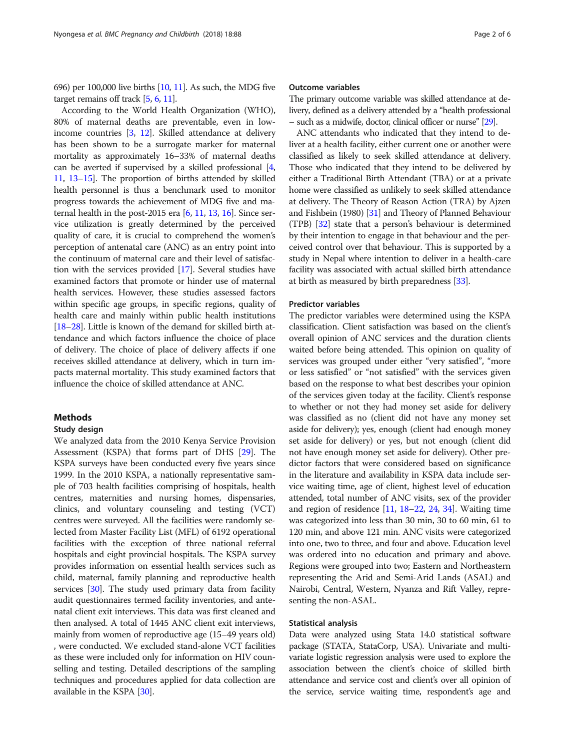696) per 100,000 live births [10, 11]. As such, the MDG five target remains off track [5, 6, 11].

According to the World Health Organization (WHO), 80% of maternal deaths are preventable, even in low-income countries [3, 12]. Skilled attendance at delivery has been shown to be a surrogate marker for maternal mortality as approximately 16–33% of maternal deaths can be averted if supervised by a skilled professional [4, 11, 13–15]. The proportion of births attended by skilled health personnel is thus a benchmark used to monitor progress towards the achievement of MDG five and maternal health in the post-2015 era [6, 11, 13, 16]. Since service utilization is greatly determined by the perceived quality of care, it is crucial to comprehend the women's perception of antenatal care (ANC) as an entry point into the continuum of maternal care and their level of satisfaction with the services provided [17]. Several studies have examined factors that promote or hinder use of maternal health services. However, these studies assessed factors within specific age groups, in specific regions, quality of health care and mainly within public health institutions [18–28]. Little is known of the demand for skilled birth attendance and which factors influence the choice of place of delivery. The choice of place of delivery affects if one receives skilled attendance at delivery, which in turn impacts maternal mortality. This study examined factors that influence the choice of skilled attendance at ANC.

## Methods

### Study design

We analyzed data from the 2010 Kenya Service Provision Assessment (KSPA) that forms part of DHS [29]. The KSPA surveys have been conducted every five years since 1999. In the 2010 KSPA, a nationally representative sample of 703 health facilities comprising of hospitals, health centres, maternities and nursing homes, dispensaries, clinics, and voluntary counseling and testing (VCT) centres were surveyed. All the facilities were randomly selected from Master Facility List (MFL) of 6192 operational facilities with the exception of three national referral hospitals and eight provincial hospitals. The KSPA survey provides information on essential health services such as child, maternal, family planning and reproductive health services [30]. The study used primary data from facility audit questionnaires termed facility inventories, and antenatal client exit interviews. This data was first cleaned and then analysed. A total of 1445 ANC client exit interviews, mainly from women of reproductive age (15–49 years old) , were conducted. We excluded stand-alone VCT facilities as these were included only for information on HIV counselling and testing. Detailed descriptions of the sampling techniques and procedures applied for data collection are available in the KSPA [30].

### Outcome variables

The primary outcome variable was skilled attendance at delivery, defined as a delivery attended by a "health professional – such as a midwife, doctor, clinical officer or nurse" [29].

ANC attendants who indicated that they intend to deliver at a health facility, either current one or another were classified as likely to seek skilled attendance at delivery. Those who indicated that they intend to be delivered by either a Traditional Birth Attendant (TBA) or at a private home were classified as unlikely to seek skilled attendance at delivery. The Theory of Reason Action (TRA) by Ajzen and Fishbein (1980) [31] and Theory of Planned Behaviour (TPB) [32] state that a person's behaviour is determined by their intention to engage in that behaviour and the perceived control over that behaviour. This is supported by a study in Nepal where intention to deliver in a health-care facility was associated with actual skilled birth attendance at birth as measured by birth preparedness [33].

### Predictor variables

The predictor variables were determined using the KSPA classification. Client satisfaction was based on the client's overall opinion of ANC services and the duration clients waited before being attended. This opinion on quality of services was grouped under either "very satisfied", "more or less satisfied" or "not satisfied" with the services given based on the response to what best describes your opinion of the services given today at the facility. Client's response to whether or not they had money set aside for delivery was classified as no (client did not have any money set aside for delivery); yes, enough (client had enough money set aside for delivery) or yes, but not enough (client did not have enough money set aside for delivery). Other predictor factors that were considered based on significance in the literature and availability in KSPA data include service waiting time, age of client, highest level of education attended, total number of ANC visits, sex of the provider and region of residence [11, 18–22, 24, 34]. Waiting time was categorized into less than 30 min, 30 to 60 min, 61 to 120 min, and above 121 min. ANC visits were categorized into one, two to three, and four and above. Education level was ordered into no education and primary and above. Regions were grouped into two; Eastern and Northeastern representing the Arid and Semi-Arid Lands (ASAL) and Nairobi, Central, Western, Nyanza and Rift Valley, representing the non-ASAL.

### Statistical analysis

Data were analyzed using Stata 14.0 statistical software package (STATA, StataCorp, USA). Univariate and multivariate logistic regression analysis were used to explore the association between the client's choice of skilled birth attendance and service cost and client's over all opinion of the service, service waiting time, respondent's age and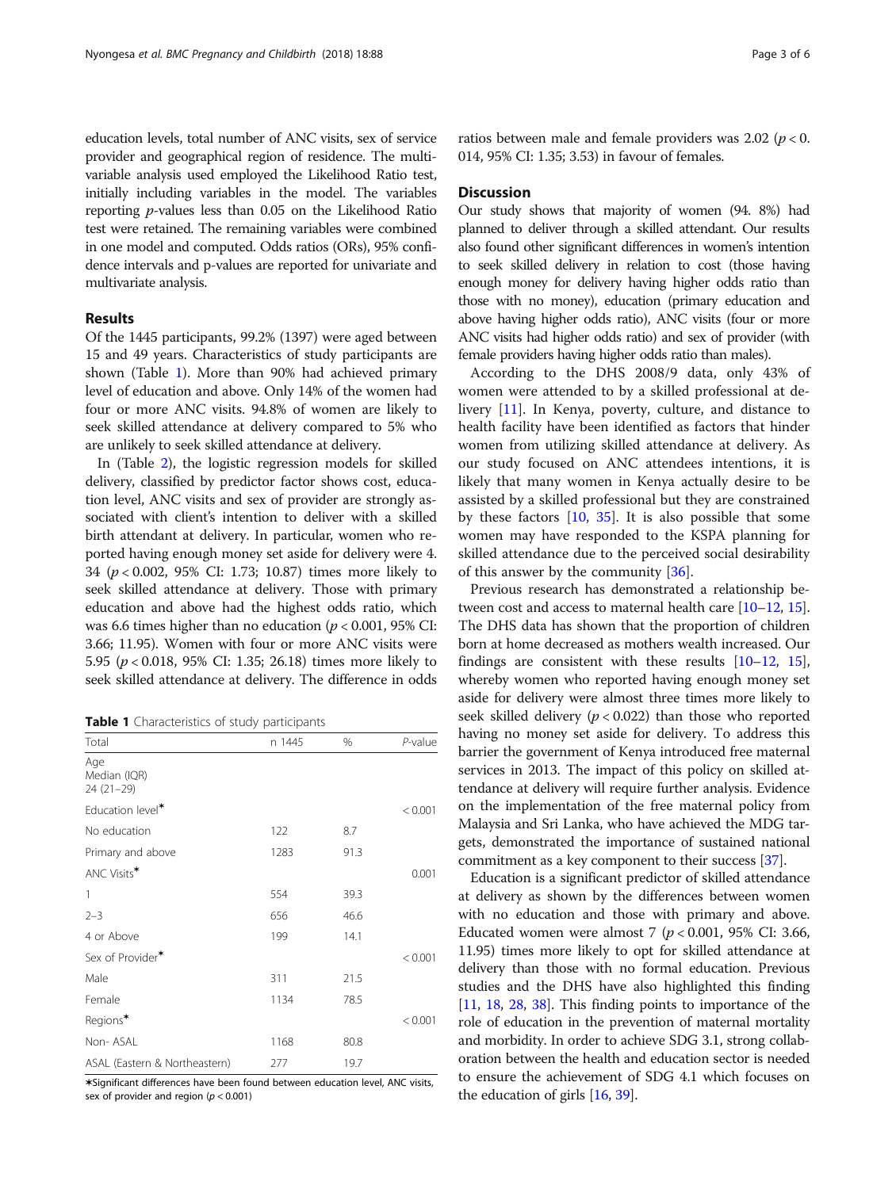education levels, total number of ANC visits, sex of service provider and geographical region of residence. The multivariable analysis used employed the Likelihood Ratio test, initially including variables in the model. The variables reporting $p$-values less than 0.05 on the Likelihood Ratio test were retained. The remaining variables were combined in one model and computed. Odds ratios (ORs), 95% confidence intervals and p-values are reported for univariate and multivariate analysis.

## Results

Of the 1445 participants, 99.2% (1397) were aged between 15 and 49 years. Characteristics of study participants are shown (Table 1). More than 90% had achieved primary level of education and above. Only 14% of the women had four or more ANC visits. 94.8% of women are likely to seek skilled attendance compared to 5% who are unlikely to seek skilled attendance at delivery.

In (Table 2), the logistic regression models for skilled delivery, classified by predictor factor shows cost, education level, ANC visits and sex of provider are strongly associated with client's intention to deliver with a skilled birth attendant at delivery. In particular, women who reported having enough money set aside for delivery were 4.34 ($p < 0.002$, 95% CI: 1.73; 10.87) times more likely to seek skilled attendance at delivery. Those with primary education and above had the highest odds ratio, which was 6.6 times higher than no education ($p < 0.001$, 95% CI: 3.66; 11.95). Women with four or more ANC visits were 5.95 ($p < 0.018$, 95% CI: 1.35; 26.18) times more likely to seek skilled attendance at delivery. The difference in odds ratios between male and female providers was 2.02 ($p < 0.014$, 95% CI: 1.35; 3.53) in favour of females.

**Table 1** Characteristics of study participants

| Total | n 1445 | % | *P*-value |
|---|---|---|---|
| Age<br>Median (IQR)<br>24 (21–29) | | | |
| Education level* | | | < 0.001 |
| No education | 122 | 8.7 | |
| Primary and above | 1283 | 91.3 | |
| ANC Visits* | | | 0.001 |
| 1 | 554 | 39.3 | |
| 2–3 | 656 | 46.6 | |
| 4 or Above | 199 | 14.1 | |
| Sex of Provider* | | | < 0.001 |
| Male | 311 | 21.5 | |
| Female | 1134 | 78.5 | |
| Regions* | | | < 0.001 |
| Non- ASAL | 1168 | 80.8 | |
| ASAL (Eastern & Northeastern) | 277 | 19.7 | |

*Significant differences have been found between education level, ANC visits, sex of provider and region ($p < 0.001$)

## Discussion

Our study shows that majority of women (94. 8%) had planned to deliver through a skilled attendant. Our results also found other significant differences in women's intention to seek skilled delivery in relation to cost (those having enough money for delivery having higher odds ratio than those with no money), education (primary education and above having higher odds ratio), ANC visits (four or more ANC visits had higher odds ratio) and sex of provider (with female providers having higher odds ratio than males).

According to the DHS 2008/9 data, only 43% of women were attended to by a skilled professional at delivery [11]. In Kenya, poverty, culture, and distance to health facility have been identified as factors that hinder women from utilizing skilled attendance at delivery. As our study focused on ANC attendees intentions, it is likely that many women in Kenya actually desire to be assisted by a skilled professional but they are constrained by these factors [10, 35]. It is also possible that some women may have responded to the KSPA planning for skilled attendance due to the perceived social desirability of this answer by the community [36].

Previous research has demonstrated a relationship between cost and access to maternal health care [10–12, 15]. The DHS data has shown that the proportion of children born at home decreased as mothers wealth increased. Our findings are consistent with these results [10–12, 15], whereby women who reported having enough money set aside for delivery were almost three times more likely to seek skilled delivery ($p < 0.022$) than those who reported having no money set aside for delivery. To address this barrier the government of Kenya introduced free maternal services in 2013. The impact of this policy on skilled attendance at delivery will require further analysis. Evidence on the implementation of the free maternal policy from Malaysia and Sri Lanka, who have achieved the MDG targets, demonstrated the importance of sustained national commitment as a key component to their success [37].

Education is a significant predictor of skilled attendance at delivery as shown by the differences between women with no education and those with primary and above. Educated women were almost 7 ($p < 0.001$, 95% CI: 3.66, 11.95) times more likely to opt for skilled attendance at delivery than those with no formal education. Previous studies and the DHS have also highlighted this finding [11, 18, 28, 38]. This finding points to importance of the role of education in the prevention of maternal mortality and morbidity. In order to achieve SDG 3.1, strong collaboration between the health and education sector is needed to ensure the achievement of SDG 4.1 which focuses on the education of girls [16, 39].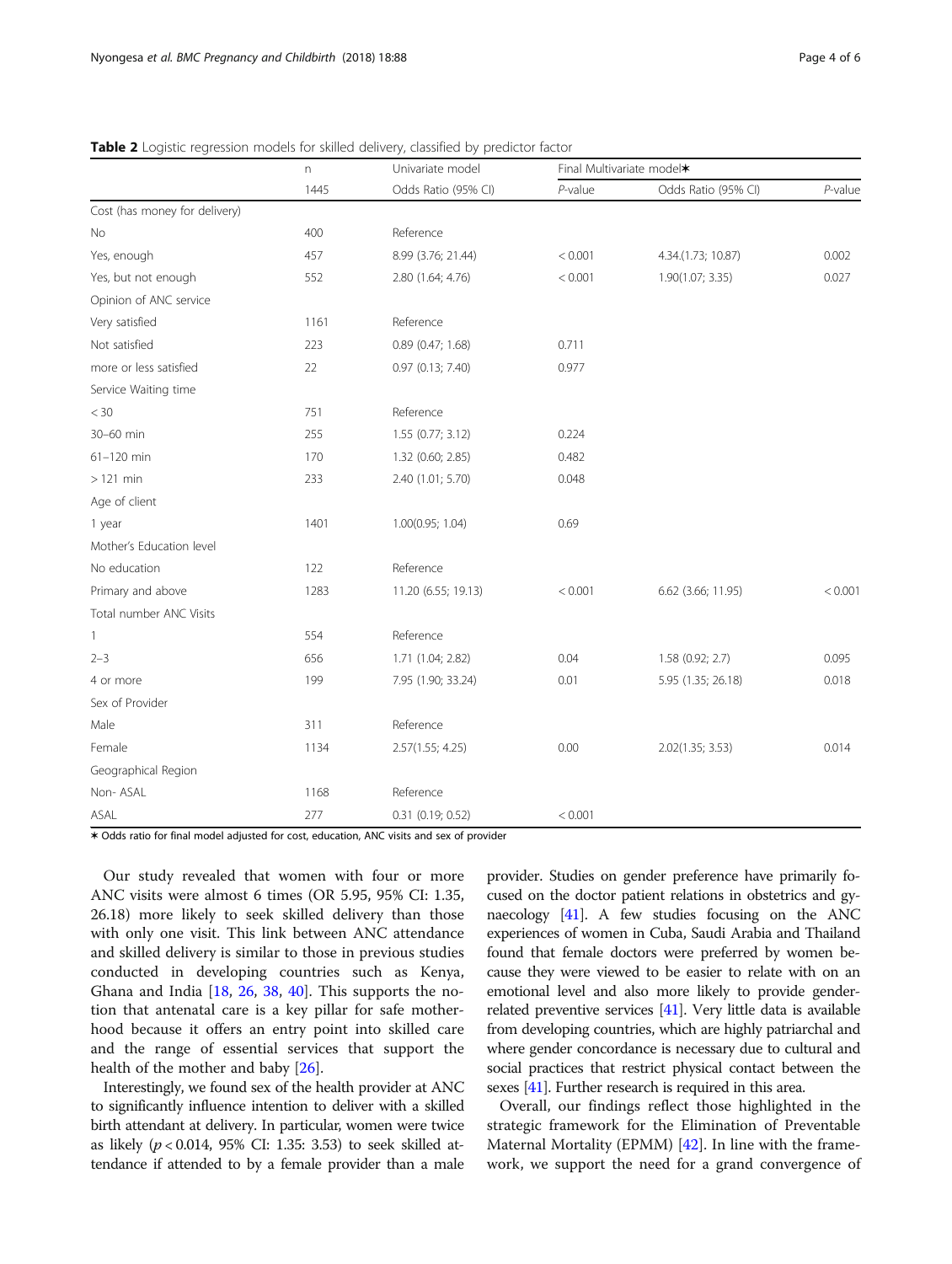**Table 2** Logistic regression models for skilled delivery, classified by predictor factor

| | n | Univariate model | | Final Multivariate model✶ | |
|---|---|---|---|---|---|
| | 1445 | Odds Ratio (95% CI) | *P*-value | Odds Ratio (95% CI) | *P*-value |
| Cost (has money for delivery) | | | | | |
| No | 400 | Reference | | | |
| Yes, enough | 457 | 8.99 (3.76; 21.44) | < 0.001 | 4.34.(1.73; 10.87) | 0.002 |
| Yes, but not enough | 552 | 2.80 (1.64; 4.76) | < 0.001 | 1.90(1.07; 3.35) | 0.027 |
| Opinion of ANC service | | | | | |
| Very satisfied | 1161 | Reference | | | |
| Not satisfied | 223 | 0.89 (0.47; 1.68) | 0.711 | | |
| more or less satisfied | 22 | 0.97 (0.13; 7.40) | 0.977 | | |
| Service Waiting time | | | | | |
| < 30 | 751 | Reference | | | |
| 30–60 min | 255 | 1.55 (0.77; 3.12) | 0.224 | | |
| 61–120 min | 170 | 1.32 (0.60; 2.85) | 0.482 | | |
| > 121 min | 233 | 2.40 (1.01; 5.70) | 0.048 | | |
| Age of client | | | | | |
| 1 year | 1401 | 1.00(0.95; 1.04) | 0.69 | | |
| Mother's Education level | | | | | |
| No education | 122 | Reference | | | |
| Primary and above | 1283 | 11.20 (6.55; 19.13) | < 0.001 | 6.62 (3.66; 11.95) | < 0.001 |
| Total number ANC Visits | | | | | |
| 1 | 554 | Reference | | | |
| 2–3 | 656 | 1.71 (1.04; 2.82) | 0.04 | 1.58 (0.92; 2.7) | 0.095 |
| 4 or more | 199 | 7.95 (1.90; 33.24) | 0.01 | 5.95 (1.35; 26.18) | 0.018 |
| Sex of Provider | | | | | |
| Male | 311 | Reference | | | |
| Female | 1134 | 2.57(1.55; 4.25) | 0.00 | 2.02(1.35; 3.53) | 0.014 |
| Geographical Region | | | | | |
| Non- ASAL | 1168 | Reference | | | |
| ASAL | 277 | 0.31 (0.19; 0.52) | < 0.001 | | |

✶ Odds ratio for final model adjusted for cost, education, ANC visits and sex of provider

Our study revealed that women with four or more ANC visits were almost 6 times (OR 5.95, 95% CI: 1.35, 26.18) more likely to seek skilled delivery than those with only one visit. This link between ANC attendance and skilled delivery is similar to those in previous studies conducted in developing countries such as Kenya, Ghana and India [18, 26, 38, 40]. This supports the notion that antenatal care is a key pillar for safe motherhood because it offers an entry point into skilled care and the range of essential services that support the health of the mother and baby [26].

Interestingly, we found sex of the health provider at ANC to significantly influence intention to deliver with a skilled birth attendant at delivery. In particular, women were twice as likely ($p < 0.014$, 95% CI: 1.35: 3.53) to seek skilled attendance if attended to by a female provider than a male provider. Studies on gender preference have primarily focused on the doctor patient relations in obstetrics and gynaecology [41]. A few studies focusing on the ANC experiences of women in Cuba, Saudi Arabia and Thailand found that female doctors were preferred by women because they were viewed to be easier to relate with on an emotional level and also more likely to provide gender-related preventive services [41]. Very little data is available from developing countries, which are highly patriarchal and where gender concordance is necessary due to cultural and social practices that restrict physical contact between the sexes [41]. Further research is required in this area.

Overall, our findings reflect those highlighted in the strategic framework for the Elimination of Preventable Maternal Mortality (EPMM) [42]. In line with the framework, we support the need for a grand convergence of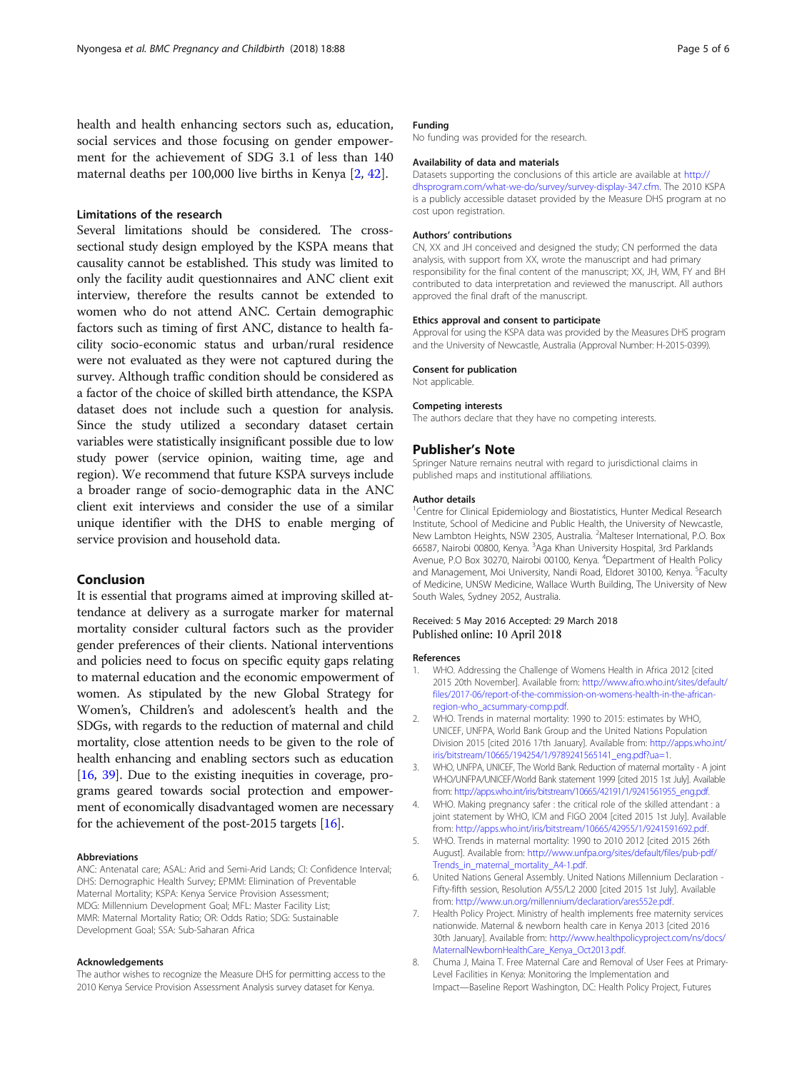health and health enhancing sectors such as, education, social services and those focusing on gender empowerment for the achievement of SDG 3.1 of less than 140 maternal deaths per 100,000 live births in Kenya [2, 42].

### Limitations of the research

Several limitations should be considered. The cross-sectional study design employed by the KSPA means that causality cannot be established. This study was limited to only the facility audit questionnaires and ANC client exit interview, therefore the results cannot be extended to women who do not attend ANC. Certain demographic factors such as timing of first ANC, distance to health facility socio-economic status and urban/rural residence were not evaluated as they were not captured during the survey. Although traffic condition should be considered as a factor of the choice of skilled birth attendance, the KSPA dataset does not include such a question for analysis. Since the study utilized a secondary dataset certain variables were statistically insignificant possible due to low study power (service opinion, waiting time, age and region). We recommend that future KSPA surveys include a broader range of socio-demographic data in the ANC client exit interviews and consider the use of a similar unique identifier with the DHS to enable merging of service provision and household data.

## Conclusion

It is essential that programs aimed at improving skilled attendance at delivery as a surrogate marker for maternal mortality consider cultural factors such as the provider gender preferences of their clients. National interventions and policies need to focus on specific equity gaps relating to maternal education and the economic empowerment of women. As stipulated by the new Global Strategy for Women's, Children's and adolescent's health and the SDGs, with regards to the reduction of maternal and child mortality, close attention needs to be given to the role of health enhancing and enabling sectors such as education [16, 39]. Due to the existing inequities in coverage, programs geared towards social protection and empowerment of economically disadvantaged women are necessary for the achievement of the post-2015 targets [16].

#### Abbreviations

ANC: Antenatal care; ASAL: Arid and Semi-Arid Lands; CI: Confidence Interval; DHS: Demographic Health Survey; EPMM: Elimination of Preventable Maternal Mortality; KSPA: Kenya Service Provision Assessment; MDG: Millennium Development Goal; MFL: Master Facility List; MMR: Maternal Mortality Ratio; OR: Odds Ratio; SDG: Sustainable Development Goal; SSA: Sub-Saharan Africa

#### Acknowledgements

The author wishes to recognize the Measure DHS for permitting access to the 2010 Kenya Service Provision Assessment Analysis survey dataset for Kenya.

#### Funding

No funding was provided for the research.

#### Availability of data and materials

Datasets supporting the conclusions of this article are available at http://dhsprogram.com/what-we-do/survey/survey-display-347.cfm. The 2010 KSPA is a publicly accessible dataset provided by the Measure DHS program at no cost upon registration.

#### Authors' contributions

CN, XX and JH conceived and designed the study; CN performed the data analysis, with support from XX, wrote the manuscript and had primary responsibility for the final content of the manuscript; XX, JH, WM, FY and BH contributed to data interpretation and reviewed the manuscript. All authors approved the final draft of the manuscript.

#### Ethics approval and consent to participate

Approval for using the KSPA data was provided by the Measures DHS program and the University of Newcastle, Australia (Approval Number: H-2015-0399).

#### Consent for publication

Not applicable.

#### Competing interests

The authors declare that they have no competing interests.

## Publisher's Note

Springer Nature remains neutral with regard to jurisdictional claims in published maps and institutional affiliations.

#### Author details

[1]Centre for Clinical Epidemiology and Biostatistics, Hunter Medical Research Institute, School of Medicine and Public Health, the University of Newcastle, New Lambton Heights, NSW 2305, Australia. [2]Malteser International, P.O. Box 66587, Nairobi 00800, Kenya. [3]Aga Khan University Hospital, 3rd Parklands Avenue, P.O Box 30270, Nairobi 00100, Kenya. [4]Department of Health Policy and Management, Moi University, Nandi Road, Eldoret 30100, Kenya. [5]Faculty of Medicine, UNSW Medicine, Wallace Wurth Building, The University of New South Wales, Sydney 2052, Australia.

Received: 5 May 2016 Accepted: 29 March 2018
Published online: 10 April 2018

#### References

1. WHO. Addressing the Challenge of Womens Health in Africa 2012 [cited 2015 20th November]. Available from: http://www.afro.who.int/sites/default/files/2017-06/report-of-the-commission-on-womens-health-in-the-african-region-who_acsummary-comp.pdf.
2. WHO. Trends in maternal mortality: 1990 to 2015: estimates by WHO, UNICEF, UNFPA, World Bank Group and the United Nations Population Division 2015 [cited 2016 17th January]. Available from: http://apps.who.int/iris/bitstream/10665/194254/1/9789241565141_eng.pdf?ua=1.
3. WHO, UNFPA, UNICEF, The World Bank. Reduction of maternal mortality - A joint WHO/UNFPA/UNICEF/World Bank statement 1999 [cited 2015 1st July]. Available from: http://apps.who.int/iris/bitstream/10665/42191/1/9241561955_eng.pdf.
4. WHO. Making pregnancy safer : the critical role of the skilled attendant : a joint statement by WHO, ICM and FIGO 2004 [cited 2015 1st July]. Available from: http://apps.who.int/iris/bitstream/10665/42955/1/9241591692.pdf.
5. WHO. Trends in maternal mortality: 1990 to 2010 2012 [cited 2015 26th August]. Available from: http://www.unfpa.org/sites/default/files/pub-pdf/Trends_in_maternal_mortality_A4-1.pdf.
6. United Nations General Assembly. United Nations Millennium Declaration - Fifty-fifth session, Resolution A/55/L2 2000 [cited 2015 1st July]. Available from: http://www.un.org/millennium/declaration/ares552e.pdf.
7. Health Policy Project. Ministry of health implements free maternity services nationwide. Maternal & newborn health care in Kenya 2013 [cited 2016 30th January]. Available from: http://www.healthpolicyproject.com/ns/docs/MaternalNewbornHealthCare_Kenya_Oct2013.pdf.
8. Chuma J, Maina T. Free Maternal Care and Removal of User Fees at Primary-Level Facilities in Kenya: Monitoring the Implementation and Impact—Baseline Report Washington, DC: Health Policy Project, Futures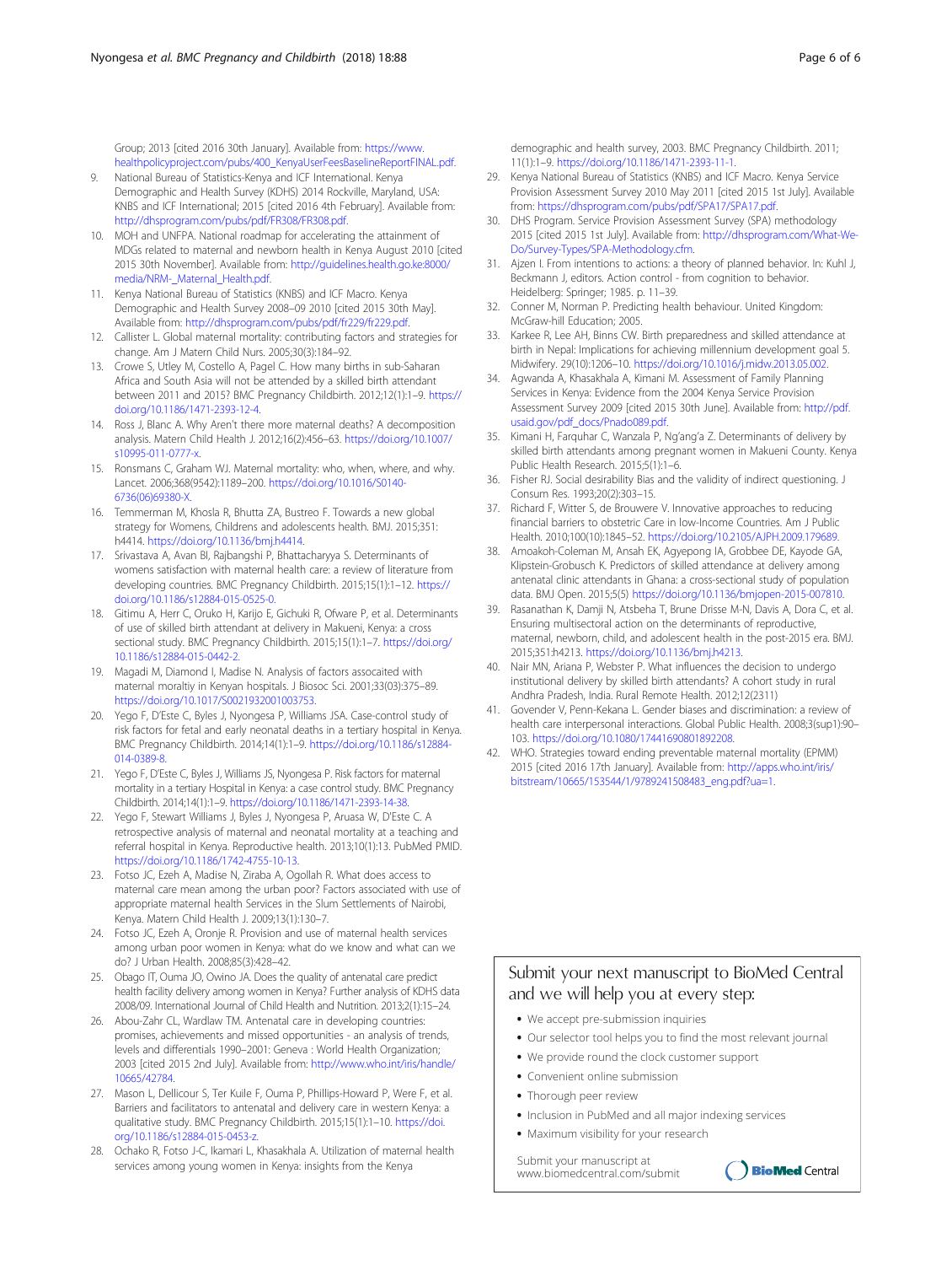Group; 2013 [cited 2016 30th January]. Available from: https://www.healthpolicyproject.com/pubs/400_KenyaUserFeesBaselineReportFINAL.pdf.

9. National Bureau of Statistics-Kenya and ICF International. Kenya Demographic and Health Survey (KDHS) 2014 Rockville, Maryland, USA: KNBS and ICF International; 2015 [cited 2016 4th February]. Available from: http://dhsprogram.com/pubs/pdf/FR308/FR308.pdf.
10. MOH and UNFPA. National roadmap for accelerating the attainment of MDGs related to maternal and newborn health in Kenya August 2010 [cited 2015 30th November]. Available from: http://guidelines.health.go.ke:8000/media/NRM-_Maternal_Health.pdf.
11. Kenya National Bureau of Statistics (KNBS) and ICF Macro. Kenya Demographic and Health Survey 2008–09 2010 [cited 2015 30th May]. Available from: http://dhsprogram.com/pubs/pdf/fr229/fr229.pdf.
12. Callister L. Global maternal mortality: contributing factors and strategies for change. Am J Matern Child Nurs. 2005;30(3):184–92.
13. Crowe S, Utley M, Costello A, Pagel C. How many births in sub-Saharan Africa and South Asia will not be attended by a skilled birth attendant between 2011 and 2015? BMC Pregnancy Childbirth. 2012;12(1):1–9. https://doi.org/10.1186/1471-2393-12-4.
14. Ross J, Blanc A. Why Aren't there more maternal deaths? A decomposition analysis. Matern Child Health J. 2012;16(2):456–63. https://doi.org/10.1007/s10995-011-0777-x.
15. Ronsmans C, Graham WJ. Maternal mortality: who, when, where, and why. Lancet. 2006;368(9542):1189–200. https://doi.org/10.1016/S0140-6736(06)69380-X.
16. Temmerman M, Khosla R, Bhutta ZA, Bustreo F. Towards a new global strategy for Womens, Childrens and adolescents health. BMJ. 2015;351:h4414. https://doi.org/10.1136/bmj.h4414.
17. Srivastava A, Avan BI, Rajbangshi P, Bhattacharyya S. Determinants of womens satisfaction with maternal health care: a review of literature from developing countries. BMC Pregnancy Childbirth. 2015;15(1):1–12. https://doi.org/10.1186/s12884-015-0525-0.
18. Gitimu A, Herr C, Oruko H, Karijo E, Gichuki R, Ofware P, et al. Determinants of use of skilled birth attendant at delivery in Makueni, Kenya: a cross sectional study. BMC Pregnancy Childbirth. 2015;15(1):1–7. https://doi.org/10.1186/s12884-015-0442-2.
19. Magadi M, Diamond I, Madise N. Analysis of factors assocaited with maternal moraltiy in Kenyan hospitals. J Biosoc Sci. 2001;33(03):375–89. https://doi.org/10.1017/S0021932001003753.
20. Yego F, D'Este C, Byles J, Nyongesa P, Williams JSA. Case-control study of risk factors for fetal and early neonatal deaths in a tertiary hospital in Kenya. BMC Pregnancy Childbirth. 2014;14(1):1–9. https://doi.org/10.1186/s12884-014-0389-8.
21. Yego F, D'Este C, Byles J, Williams JS, Nyongesa P. Risk factors for maternal mortality in a tertiary Hospital in Kenya: a case control study. BMC Pregnancy Childbirth. 2014;14(1):1–9. https://doi.org/10.1186/1471-2393-14-38.
22. Yego F, Stewart Williams J, Byles J, Nyongesa P, Aruasa W, D'Este C. A retrospective analysis of maternal and neonatal mortality at a teaching and referral hospital in Kenya. Reproductive health. 2013;10(1):13. PubMed PMID. https://doi.org/10.1186/1742-4755-10-13.
23. Fotso JC, Ezeh A, Madise N, Ziraba A, Ogollah R. What does access to maternal care mean among the urban poor? Factors associated with use of appropriate maternal health Services in the Slum Settlements of Nairobi, Kenya. Matern Child Health J. 2009;13(1):130–7.
24. Fotso JC, Ezeh A, Oronje R. Provision and use of maternal health services among urban poor women in Kenya: what do we know and what can we do? J Urban Health. 2008;85(3):428–42.
25. Obago IT, Ouma JO, Owino JA. Does the quality of antenatal care predict health facility delivery among women in Kenya? Further analysis of KDHS data 2008/09. International Journal of Child Health and Nutrition. 2013;2(1):15–24.
26. Abou-Zahr CL, Wardlaw TM. Antenatal care in developing countries: promises, achievements and missed opportunities - an analysis of trends, levels and differentials 1990–2001: Geneva : World Health Organization; 2003 [cited 2015 2nd July]. Available from: http://www.who.int/iris/handle/10665/42784.
27. Mason L, Dellicour S, Ter Kuile F, Ouma P, Phillips-Howard P, Were F, et al. Barriers and facilitators to antenatal and delivery care in western Kenya: a qualitative study. BMC Pregnancy Childbirth. 2015;15(1):1–10. https://doi.org/10.1186/s12884-015-0453-z.
28. Ochako R, Fotso J-C, Ikamari L, Khasakhala A. Utilization of maternal health services among young women in Kenya: insights from the Kenya demographic and health survey, 2003. BMC Pregnancy Childbirth. 2011;11(1):1–9. https://doi.org/10.1186/1471-2393-11-1.
29. Kenya National Bureau of Statistics (KNBS) and ICF Macro. Kenya Service Provision Assessment Survey 2010 May 2011 [cited 2015 1st July]. Available from: https://dhsprogram.com/pubs/pdf/SPA17/SPA17.pdf.
30. DHS Program. Service Provision Assessment Survey (SPA) methodology 2015 [cited 2015 1st July]. Available from: http://dhsprogram.com/What-We-Do/Survey-Types/SPA-Methodology.cfm.
31. Ajzen I. From intentions to actions: a theory of planned behavior. In: Kuhl J, Beckmann J, editors. Action control - from cognition to behavior. Heidelberg: Springer; 1985. p. 11–39.
32. Conner M, Norman P. Predicting health behaviour. United Kingdom: McGraw-hill Education; 2005.
33. Karkee R, Lee AH, Binns CW. Birth preparedness and skilled attendance at birth in Nepal: Implications for achieving millennium development goal 5. Midwifery. 29(10):1206–10. https://doi.org/10.1016/j.midw.2013.05.002.
34. Agwanda A, Khasakhala A, Kimani M. Assessment of Family Planning Services in Kenya: Evidence from the 2004 Kenya Service Provision Assessment Survey 2009 [cited 2015 30th June]. Available from: http://pdf.usaid.gov/pdf_docs/Pnado089.pdf.
35. Kimani H, Farquhar C, Wanzala P, Ng'ang'a Z. Determinants of delivery by skilled birth attendants among pregnant women in Makueni County. Kenya Public Health Research. 2015;5(1):1–6.
36. Fisher RJ. Social desirability Bias and the validity of indirect questioning. J Consum Res. 1993;20(2):303–15.
37. Richard F, Witter S, de Brouwere V. Innovative approaches to reducing financial barriers to obstetric Care in low-Income Countries. Am J Public Health. 2010;100(10):1845–52. https://doi.org/10.2105/AJPH.2009.179689.
38. Amoakoh-Coleman M, Ansah EK, Agyepong IA, Grobbee DE, Kayode GA, Klipstein-Grobusch K. Predictors of skilled attendance at delivery among antenatal clinic attendants in Ghana: a cross-sectional study of population data. BMJ Open. 2015;5(5) https://doi.org/10.1136/bmjopen-2015-007810.
39. Rasanathan K, Damji N, Atsbeha T, Brune Drisse M-N, Davis A, Dora C, et al. Ensuring multisectoral action on the determinants of reproductive, maternal, newborn, child, and adolescent health in the post-2015 era. BMJ. 2015;351:h4213. https://doi.org/10.1136/bmj.h4213.
40. Nair MN, Ariana P, Webster P. What influences the decision to undergo institutional delivery by skilled birth attendants? A cohort study in rural Andhra Pradesh, India. Rural Remote Health. 2012;12(2311)
41. Govender V, Penn-Kekana L. Gender biases and discrimination: a review of health care interpersonal interactions. Global Public Health. 2008;3(sup1):90–103. https://doi.org/10.1080/17441690801892208.
42. WHO. Strategies toward ending preventable maternal mortality (EPMM) 2015 [cited 2016 17th January]. Available from: http://apps.who.int/iris/bitstream/10665/153544/1/9789241508483_eng.pdf?ua=1.

Submit your next manuscript to BioMed Central and we will help you at every step:

- We accept pre-submission inquiries
- Our selector tool helps you to find the most relevant journal
- We provide round the clock customer support
- Convenient online submission
- Thorough peer review
- Inclusion in PubMed and all major indexing services
- Maximum visibility for your research

Submit your manuscript at www.biomedcentral.com/submit

BioMed Central